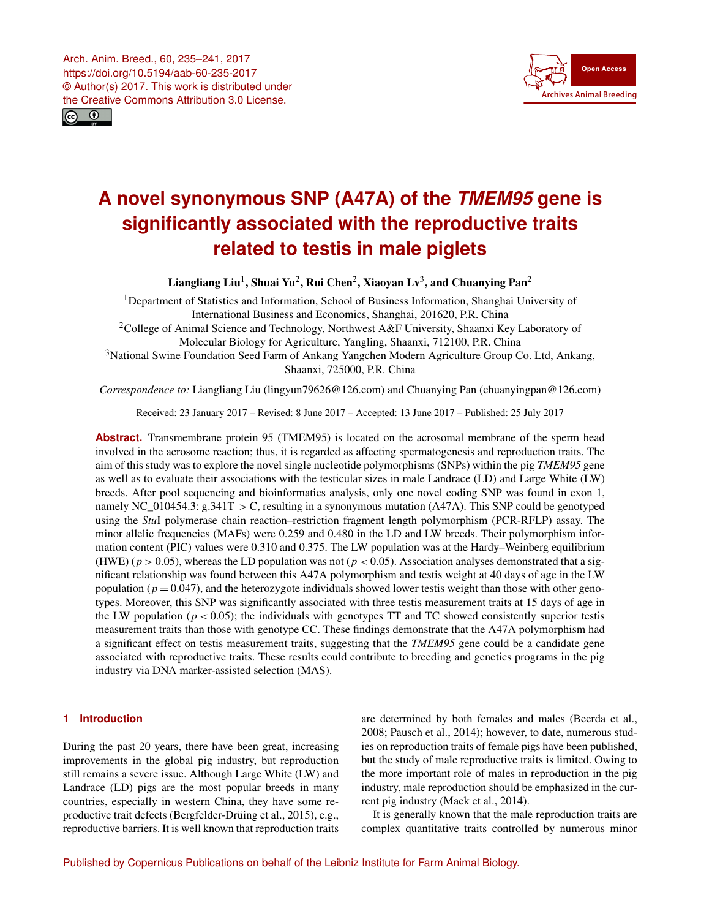Arch. Anim. Breed., 60, 235–241, 2017
https://doi.org/10.5194/aab-60-235-2017
© Author(s) 2017. This work is distributed under the Creative Commons Attribution 3.0 License.

# A novel synonymous SNP (A47A) of the *TMEM95* gene is significantly associated with the reproductive traits related to testis in male piglets

**Liangliang Liu[1], Shuai Yu[2], Rui Chen[2], Xiaoyan Lv[3], and Chuanying Pan[2]**

[1]Department of Statistics and Information, School of Business Information, Shanghai University of International Business and Economics, Shanghai, 201620, P.R. China

[2]College of Animal Science and Technology, Northwest A&F University, Shaanxi Key Laboratory of Molecular Biology for Agriculture, Yangling, Shaanxi, 712100, P.R. China

[3]National Swine Foundation Seed Farm of Ankang Yangchen Modern Agriculture Group Co. Ltd, Ankang, Shaanxi, 725000, P.R. China

*Correspondence to:* Liangliang Liu (lingyun79626@126.com) and Chuanying Pan (chuanyingpan@126.com)

Received: 23 January 2017 – Revised: 8 June 2017 – Accepted: 13 June 2017 – Published: 25 July 2017

**Abstract.** Transmembrane protein 95 (TMEM95) is located on the acrosomal membrane of the sperm head involved in the acrosome reaction; thus, it is regarded as affecting spermatogenesis and reproduction traits. The aim of this study was to explore the novel single nucleotide polymorphisms (SNPs) within the pig *TMEM95* gene as well as to evaluate their associations with the testicular sizes in male Landrace (LD) and Large White (LW) breeds. After pool sequencing and bioinformatics analysis, only one novel coding SNP was found in exon 1, namely NC_010454.3: g.341T > C, resulting in a synonymous mutation (A47A). This SNP could be genotyped using the *Stu*I polymerase chain reaction–restriction fragment length polymorphism (PCR-RFLP) assay. The minor allelic frequencies (MAFs) were 0.259 and 0.480 in the LD and LW breeds. Their polymorphism information content (PIC) values were 0.310 and 0.375. The LW population was at the Hardy–Weinberg equilibrium (HWE) ($p > 0.05$), whereas the LD population was not ($p < 0.05$). Association analyses demonstrated that a significant relationship was found between this A47A polymorphism and testis weight at 40 days of age in the LW population ($p = 0.047$), and the heterozygote individuals showed lower testis weight than those with other genotypes. Moreover, this SNP was significantly associated with three testis measurement traits at 15 days of age in the LW population ($p < 0.05$); the individuals with genotypes TT and TC showed consistently superior testis measurement traits than those with genotype CC. These findings demonstrate that the A47A polymorphism had a significant effect on testis measurement traits, suggesting that the *TMEM95* gene could be a candidate gene associated with reproductive traits. These results could contribute to breeding and genetics programs in the pig industry via DNA marker-assisted selection (MAS).

## 1 Introduction

During the past 20 years, there have been great, increasing improvements in the global pig industry, but reproduction still remains a severe issue. Although Large White (LW) and Landrace (LD) pigs are the most popular breeds in many countries, especially in western China, they have some reproductive trait defects (Bergfelder-Drüing et al., 2015), e.g., reproductive barriers. It is well known that reproduction traits are determined by both females and males (Beerda et al., 2008; Pausch et al., 2014); however, to date, numerous studies on reproduction traits of female pigs have been published, but the study of male reproductive traits is limited. Owing to the more important role of males in reproduction in the pig industry, male reproduction should be emphasized in the current pig industry (Mack et al., 2014).

It is generally known that the male reproduction traits are complex quantitative traits controlled by numerous minor

Published by Copernicus Publications on behalf of the Leibniz Institute for Farm Animal Biology.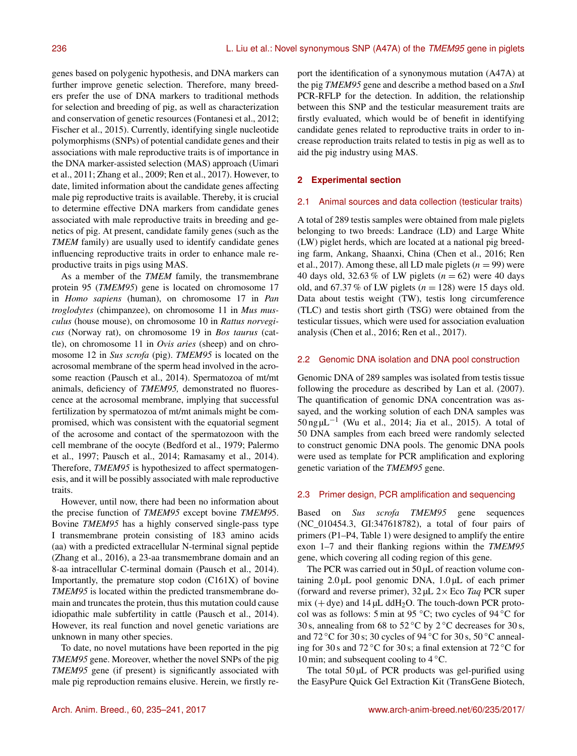genes based on polygenic hypothesis, and DNA markers can further improve genetic selection. Therefore, many breeders prefer the use of DNA markers to traditional methods for selection and breeding of pig, as well as characterization and conservation of genetic resources (Fontanesi et al., 2012; Fischer et al., 2015). Currently, identifying single nucleotide polymorphisms (SNPs) of potential candidate genes and their associations with male reproductive traits is of importance in the DNA marker-assisted selection (MAS) approach (Uimari et al., 2011; Zhang et al., 2009; Ren et al., 2017). However, to date, limited information about the candidate genes affecting male pig reproductive traits is available. Thereby, it is crucial to determine effective DNA markers from candidate genes associated with male reproductive traits in breeding and genetics of pig. At present, candidate family genes (such as the *TMEM* family) are usually used to identify candidate genes influencing reproductive traits in order to enhance male reproductive traits in pigs using MAS.

As a member of the *TMEM* family, the transmembrane protein 95 (*TMEM95*) gene is located on chromosome 17 in *Homo sapiens* (human), on chromosome 17 in *Pan troglodytes* (chimpanzee), on chromosome 11 in *Mus musculus* (house mouse), on chromosome 10 in *Rattus norvegicus* (Norway rat), on chromosome 19 in *Bos taurus* (cattle), on chromosome 11 in *Ovis aries* (sheep) and on chromosome 12 in *Sus scrofa* (pig). *TMEM95* is located on the acrosomal membrane of the sperm head involved in the acrosome reaction (Pausch et al., 2014). Spermatozoa of mt/mt animals, deficiency of *TMEM95,* demonstrated no fluorescence at the acrosomal membrane, implying that successful fertilization by spermatozoa of mt/mt animals might be compromised, which was consistent with the equatorial segment of the acrosome and contact of the spermatozoon with the cell membrane of the oocyte (Bedford et al., 1979; Palermo et al., 1997; Pausch et al., 2014; Ramasamy et al., 2014). Therefore, *TMEM95* is hypothesized to affect spermatogenesis, and it will be possibly associated with male reproductive traits.

However, until now, there had been no information about the precise function of *TMEM95* except bovine *TMEM95*. Bovine *TMEM95* has a highly conserved single-pass type I transmembrane protein consisting of 183 amino acids (aa) with a predicted extracellular N-terminal signal peptide (Zhang et al., 2016), a 23-aa transmembrane domain and an 8-aa intracellular C-terminal domain (Pausch et al., 2014). Importantly, the premature stop codon (C161X) of bovine *TMEM95* is located within the predicted transmembrane domain and truncates the protein, thus this mutation could cause idiopathic male subfertility in cattle (Pausch et al., 2014). However, its real function and novel genetic variations are unknown in many other species.

To date, no novel mutations have been reported in the pig *TMEM95* gene. Moreover, whether the novel SNPs of the pig *TMEM95* gene (if present) is significantly associated with male pig reproduction remains elusive. Herein, we firstly report the identification of a synonymous mutation (A47A) at the pig *TMEM95* gene and describe a method based on a *Stu*I PCR-RFLP for the detection. In addition, the relationship between this SNP and the testicular measurement traits are firstly evaluated, which would be of benefit in identifying candidate genes related to reproductive traits in order to increase reproduction traits related to testis in pig as well as to aid the pig industry using MAS.

## 2 Experimental section

### 2.1 Animal sources and data collection (testicular traits)

A total of 289 testis samples were obtained from male piglets belonging to two breeds: Landrace (LD) and Large White (LW) piglet herds, which are located at a national pig breeding farm, Ankang, Shaanxi, China (Chen et al., 2016; Ren et al., 2017). Among these, all LD male piglets ($n = 99$) were 40 days old, 32.63 % of LW piglets ($n = 62$) were 40 days old, and 67.37 % of LW piglets ($n = 128$) were 15 days old. Data about testis weight (TW), testis long circumference (TLC) and testis short girth (TSG) were obtained from the testicular tissues, which were used for association evaluation analysis (Chen et al., 2016; Ren et al., 2017).

### 2.2 Genomic DNA isolation and DNA pool construction

Genomic DNA of 289 samples was isolated from testis tissue following the procedure as described by Lan et al. (2007). The quantification of genomic DNA concentration was assayed, and the working solution of each DNA samples was $50\,\text{ng}\,\mu\text{L}^{-1}$ (Wu et al., 2014; Jia et al., 2015). A total of 50 DNA samples from each breed were randomly selected to construct genomic DNA pools. The genomic DNA pools were used as template for PCR amplification and exploring genetic variation of the *TMEM95* gene.

### 2.3 Primer design, PCR amplification and sequencing

Based on *Sus scrofa TMEM95* gene sequences (NC_010454.3, GI:347618782), a total of four pairs of primers (P1–P4, Table 1) were designed to amplify the entire exon 1–7 and their flanking regions within the *TMEM95* gene, which covering all coding region of this gene.

The PCR was carried out in 50 µL of reaction volume containing 2.0 µL pool genomic DNA, 1.0 µL of each primer (forward and reverse primer), 32 µL 2× Eco *Taq* PCR super mix (+ dye) and 14 µL dd$H_2O$. The touch-down PCR protocol was as follows: 5 min at 95 °C; two cycles of 94 °C for 30 s, annealing from 68 to 52 °C by 2 °C decreases for 30 s, and 72 °C for 30 s; 30 cycles of 94 °C for 30 s, 50 °C annealing for 30 s and 72 °C for 30 s; a final extension at 72 °C for 10 min; and subsequent cooling to 4 °C.

The total 50 µL of PCR products was gel-purified using the EasyPure Quick Gel Extraction Kit (TransGene Biotech,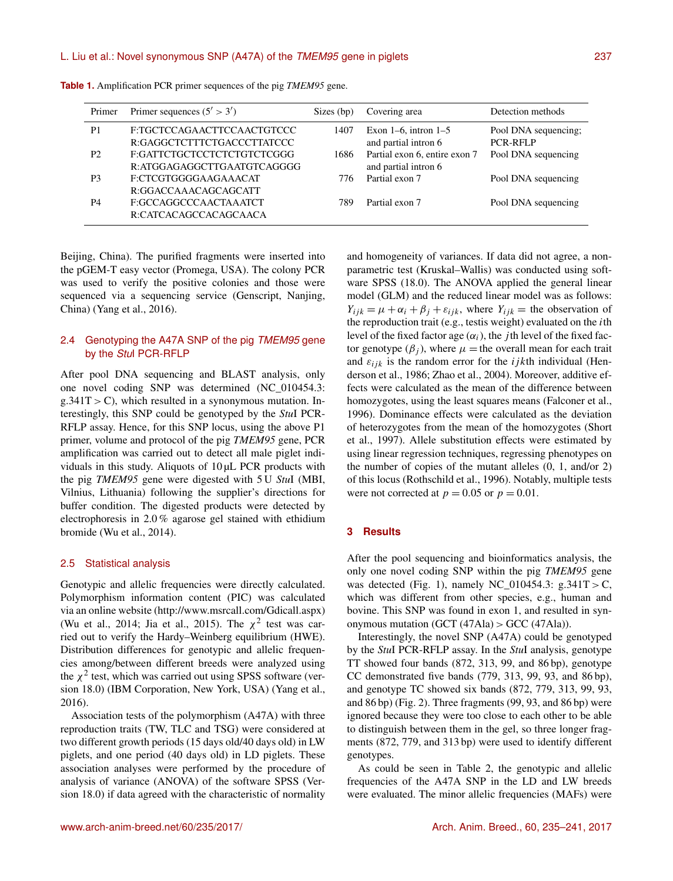**Table 1.** Amplification PCR primer sequences of the pig *TMEM95* gene.

| Primer | Primer sequences (5′ > 3′) | Sizes (bp) | Covering area | Detection methods |
|---|---|---|---|---|
| P1 | F:TGCTCCAGAACTTCCAACTGTCCC<br>R:GAGGCTCTTTCTGACCCTTATCCC | 1407 | Exon 1–6, intron 1–5 and partial intron 6 | Pool DNA sequencing; PCR-RFLP |
| P2 | F:GATTCTGCTCCTCTCTGTCTCGGG<br>R:ATGGAGAGGCTTGAATGTCAGGGG | 1686 | Partial exon 6, entire exon 7 and partial intron 6 | Pool DNA sequencing |
| P3 | F:CTCGTGGGGAAGAAACAT<br>R:GGACCAAACAGCAGCATT | 776 | Partial exon 7 | Pool DNA sequencing |
| P4 | F:GCCAGGCCCAACTAAATCT<br>R:CATCACAGCCACAGCAACA | 789 | Partial exon 7 | Pool DNA sequencing |

Beijing, China). The purified fragments were inserted into the pGEM-T easy vector (Promega, USA). The colony PCR was used to verify the positive colonies and those were sequenced via a sequencing service (Genscript, Nanjing, China) (Yang et al., 2016).

### 2.4 Genotyping the A47A SNP of the pig *TMEM95* gene by the *Stu*I PCR-RFLP

After pool DNA sequencing and BLAST analysis, only one novel coding SNP was determined (NC_010454.3: g.341T > C), which resulted in a synonymous mutation. Interestingly, this SNP could be genotyped by the *Stu*I PCR-RFLP assay. Hence, for this SNP locus, using the above P1 primer, volume and protocol of the pig *TMEM95* gene, PCR amplification was carried out to detect all male piglet individuals in this study. Aliquots of 10 µL PCR products with the pig *TMEM95* gene were digested with 5 U *Stu*I (MBI, Vilnius, Lithuania) following the supplier's directions for buffer condition. The digested products were detected by electrophoresis in 2.0 % agarose gel stained with ethidium bromide (Wu et al., 2014).

### 2.5 Statistical analysis

Genotypic and allelic frequencies were directly calculated. Polymorphism information content (PIC) was calculated via an online website (http://www.msrcall.com/Gdicall.aspx) (Wu et al., 2014; Jia et al., 2015). The $\chi^2$ test was carried out to verify the Hardy–Weinberg equilibrium (HWE). Distribution differences for genotypic and allelic frequencies among/between different breeds were analyzed using the $\chi^2$ test, which was carried out using SPSS software (version 18.0) (IBM Corporation, New York, USA) (Yang et al., 2016).

Association tests of the polymorphism (A47A) with three reproduction traits (TW, TLC and TSG) were considered at two different growth periods (15 days old/40 days old) in LW piglets, and one period (40 days old) in LD piglets. These association analyses were performed by the procedure of analysis of variance (ANOVA) of the software SPSS (Version 18.0) if data agreed with the characteristic of normality and homogeneity of variances. If data did not agree, a nonparametric test (Kruskal–Wallis) was conducted using software SPSS (18.0). The ANOVA applied the general linear model (GLM) and the reduced linear model was as follows: $Y_{ijk} = \mu + \alpha_i + \beta_j + \varepsilon_{ijk}$, where $Y_{ijk}$ = the observation of the reproduction trait (e.g., testis weight) evaluated on the $i$th level of the fixed factor age ($\alpha_i$), the $j$th level of the fixed factor genotype ($\beta_j$), where $\mu$ = the overall mean for each trait and $\varepsilon_{ijk}$ is the random error for the $ijk$th individual (Henderson et al., 1986; Zhao et al., 2004). Moreover, additive effects were calculated as the mean of the difference between homozygotes, using the least squares means (Falconer et al., 1996). Dominance effects were calculated as the deviation of heterozygotes from the mean of the homozygotes (Short et al., 1997). Allele substitution effects were estimated by using linear regression techniques, regressing phenotypes on the number of copies of the mutant alleles (0, 1, and/or 2) of this locus (Rothschild et al., 1996). Notably, multiple tests were not corrected at $p = 0.05$ or $p = 0.01$.

## 3 Results

After the pool sequencing and bioinformatics analysis, the only one novel coding SNP within the pig *TMEM95* gene was detected (Fig. 1), namely NC_010454.3: g.341T > C, which was different from other species, e.g., human and bovine. This SNP was found in exon 1, and resulted in synonymous mutation (GCT (47Ala) > GCC (47Ala)).

Interestingly, the novel SNP (A47A) could be genotyped by the *Stu*I PCR-RFLP assay. In the *Stu*I analysis, genotype TT showed four bands (872, 313, 99, and 86 bp), genotype CC demonstrated five bands (779, 313, 99, 93, and 86 bp), and genotype TC showed six bands (872, 779, 313, 99, 93, and 86 bp) (Fig. 2). Three fragments (99, 93, and 86 bp) were ignored because they were too close to each other to be able to distinguish between them in the gel, so three longer fragments (872, 779, and 313 bp) were used to identify different genotypes.

As could be seen in Table 2, the genotypic and allelic frequencies of the A47A SNP in the LD and LW breeds were evaluated. The minor allelic frequencies (MAFs) were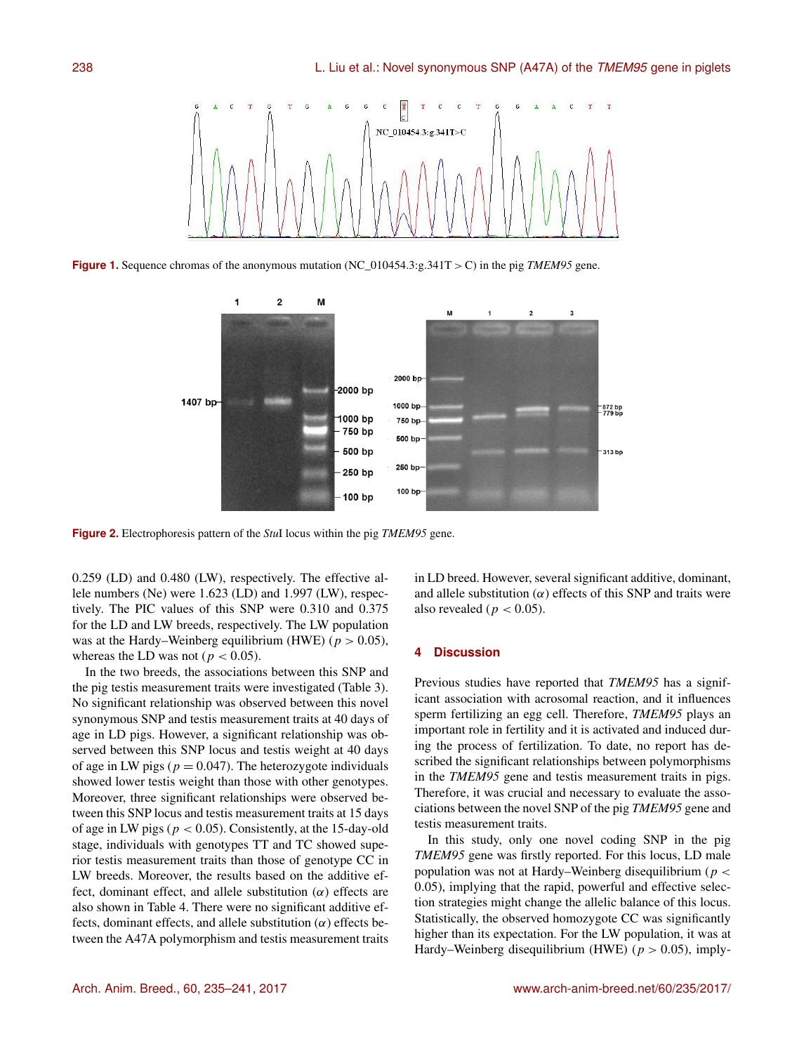Figure 1. Sequence chromas of the anonymous mutation (NC_010454.3:g.341T > C) in the pig *TMEM95* gene.

Figure 2. Electrophoresis pattern of the *Stu*I locus within the pig *TMEM95* gene.

0.259 (LD) and 0.480 (LW), respectively. The effective allele numbers (Ne) were 1.623 (LD) and 1.997 (LW), respectively. The PIC values of this SNP were 0.310 and 0.375 for the LD and LW breeds, respectively. The LW population was at the Hardy–Weinberg equilibrium (HWE) ($p > 0.05$), whereas the LD was not ($p < 0.05$).

In the two breeds, the associations between this SNP and the pig testis measurement traits were investigated (Table 3). No significant relationship was observed between this novel synonymous SNP and testis measurement traits at 40 days of age in LD pigs. However, a significant relationship was observed between this SNP locus and testis weight at 40 days of age in LW pigs ($p = 0.047$). The heterozygote individuals showed lower testis weight than those with other genotypes. Moreover, three significant relationships were observed between this SNP locus and testis measurement traits at 15 days of age in LW pigs ($p < 0.05$). Consistently, at the 15-day-old stage, individuals with genotypes TT and TC showed superior testis measurement traits than those of genotype CC in LW breeds. Moreover, the results based on the additive effect, dominant effect, and allele substitution ($\alpha$) effects are also shown in Table 4. There were no significant additive effects, dominant effects, and allele substitution ($\alpha$) effects between the A47A polymorphism and testis measurement traits in LD breed. However, several significant additive, dominant, and allele substitution ($\alpha$) effects of this SNP and traits were also revealed ($p < 0.05$).

## 4 Discussion

Previous studies have reported that *TMEM95* has a significant association with acrosomal reaction, and it influences sperm fertilizing an egg cell. Therefore, *TMEM95* plays an important role in fertility and it is activated and induced during the process of fertilization. To date, no report has described the significant relationships between polymorphisms in the *TMEM95* gene and testis measurement traits in pigs. Therefore, it was crucial and necessary to evaluate the associations between the novel SNP of the pig *TMEM95* gene and testis measurement traits.

In this study, only one novel coding SNP in the pig *TMEM95* gene was firstly reported. For this locus, LD male population was not at Hardy–Weinberg disequilibrium ($p < 0.05$), implying that the rapid, powerful and effective selection strategies might change the allelic balance of this locus. Statistically, the observed homozygote CC was significantly higher than its expectation. For the LW population, it was at Hardy–Weinberg disequilibrium (HWE) ($p > 0.05$), imply-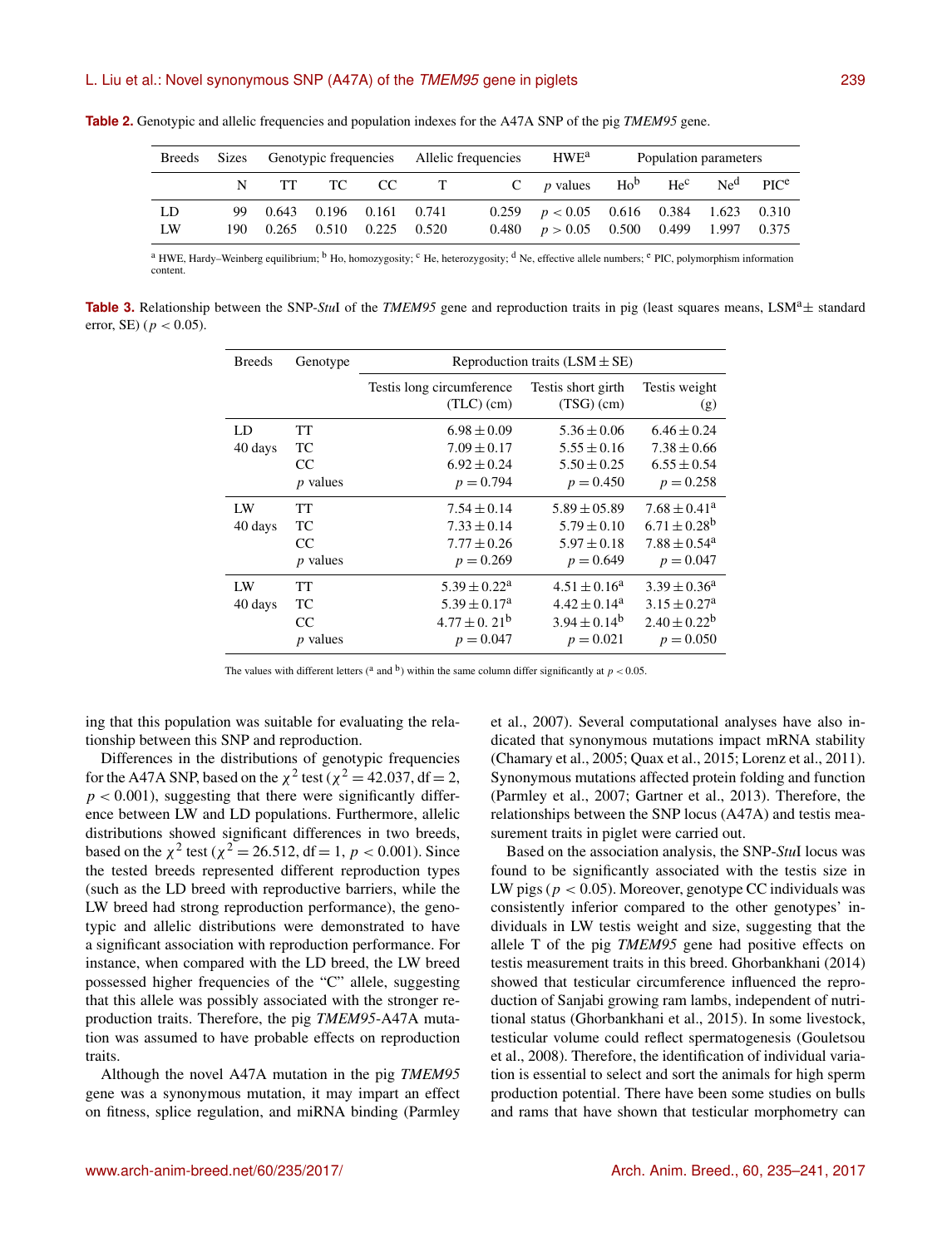**Table 2.** Genotypic and allelic frequencies and population indexes for the A47A SNP of the pig *TMEM95* gene.

| Breeds | Sizes | Genotypic frequencies | | | Allelic frequencies | | HWE[a] | Population parameters | | | |
|---|---|---|---|---|---|---|---|---|---|---|---|
| | N | TT | TC | CC | T | C | $p$ values | Ho[b] | He[c] | Ne[d] | PIC[e] |
| LD | 99 | 0.643 | 0.196 | 0.161 | 0.741 | 0.259 | $p < 0.05$ | 0.616 | 0.384 | 1.623 | 0.310 |
| LW | 190 | 0.265 | 0.510 | 0.225 | 0.520 | 0.480 | $p > 0.05$ | 0.500 | 0.499 | 1.997 | 0.375 |

[a] HWE, Hardy–Weinberg equilibrium; [b] Ho, homozygosity; [c] He, heterozygosity; [d] Ne, effective allele numbers; [e] PIC, polymorphism information content.

**Table 3.** Relationship between the SNP-*Stu*I of the *TMEM95* gene and reproduction traits in pig (least squares means, LSM[a] ± standard error, SE) ($p < 0.05$).

| Breeds | Genotype | Reproduction traits (LSM ± SE) | | |
|---|---|---|---|---|
| | | Testis long circumference (TLC) (cm) | Testis short girth (TSG) (cm) | Testis weight (g) |
| LD 40 days | TT | $6.98 \pm 0.09$ | $5.36 \pm 0.06$ | $6.46 \pm 0.24$ |
| | TC | $7.09 \pm 0.17$ | $5.55 \pm 0.16$ | $7.38 \pm 0.66$ |
| | CC | $6.92 \pm 0.24$ | $5.50 \pm 0.25$ | $6.55 \pm 0.54$ |
| | $p$ values | $p = 0.794$ | $p = 0.450$ | $p = 0.258$ |
| LW 40 days | TT | $7.54 \pm 0.14$ | $5.89 \pm 05.89$ | $7.68 \pm 0.41^{a}$ |
| | TC | $7.33 \pm 0.14$ | $5.79 \pm 0.10$ | $6.71 \pm 0.28^{b}$ |
| | CC | $7.77 \pm 0.26$ | $5.97 \pm 0.18$ | $7.88 \pm 0.54^{a}$ |
| | $p$ values | $p = 0.269$ | $p = 0.649$ | $p = 0.047$ |
| LW 40 days | TT | $5.39 \pm 0.22^{a}$ | $4.51 \pm 0.16^{a}$ | $3.39 \pm 0.36^{a}$ |
| | TC | $5.39 \pm 0.17^{a}$ | $4.42 \pm 0.14^{a}$ | $3.15 \pm 0.27^{a}$ |
| | CC | $4.77 \pm 0.21^{b}$ | $3.94 \pm 0.14^{b}$ | $2.40 \pm 0.22^{b}$ |
| | $p$ values | $p = 0.047$ | $p = 0.021$ | $p = 0.050$ |

The values with different letters ([a] and [b]) within the same column differ significantly at $p < 0.05$.

ing that this population was suitable for evaluating the relationship between this SNP and reproduction.

Differences in the distributions of genotypic frequencies for the A47A SNP, based on the $\chi^2$ test ($\chi^2 = 42.037$, df = 2, $p < 0.001$), suggesting that there were significantly difference between LW and LD populations. Furthermore, allelic distributions showed significant differences in two breeds, based on the $\chi^2$ test ($\chi^2 = 26.512$, df = 1, $p < 0.001$). Since the tested breeds represented different reproduction types (such as the LD breed with reproductive barriers, while the LW breed had strong reproduction performance), the genotypic and allelic distributions were demonstrated to have a significant association with reproduction performance. For instance, when compared with the LD breed, the LW breed possessed higher frequencies of the "C" allele, suggesting that this allele was possibly associated with the stronger reproduction traits. Therefore, the pig *TMEM95*-A47A mutation was assumed to have probable effects on reproduction traits.

Although the novel A47A mutation in the pig *TMEM95* gene was a synonymous mutation, it may impart an effect on fitness, splice regulation, and miRNA binding (Parmley et al., 2007). Several computational analyses have also indicated that synonymous mutations impact mRNA stability (Chamary et al., 2005; Quax et al., 2015; Lorenz et al., 2011). Synonymous mutations affected protein folding and function (Parmley et al., 2007; Gartner et al., 2013). Therefore, the relationships between the SNP locus (A47A) and testis measurement traits in piglet were carried out.

Based on the association analysis, the SNP-*Stu*I locus was found to be significantly associated with the testis size in LW pigs ($p < 0.05$). Moreover, genotype CC individuals was consistently inferior compared to the other genotypes' individuals in LW testis weight and size, suggesting that the allele T of the pig *TMEM95* gene had positive effects on testis measurement traits in this breed. Ghorbankhani (2014) showed that testicular circumference influenced the reproduction of Sanjabi growing ram lambs, independent of nutritional status (Ghorbankhani et al., 2015). In some livestock, testicular volume could reflect spermatogenesis (Gouletsou et al., 2008). Therefore, the identification of individual variation is essential to select and sort the animals for high sperm production potential. There have been some studies on bulls and rams that have shown that testicular morphometry can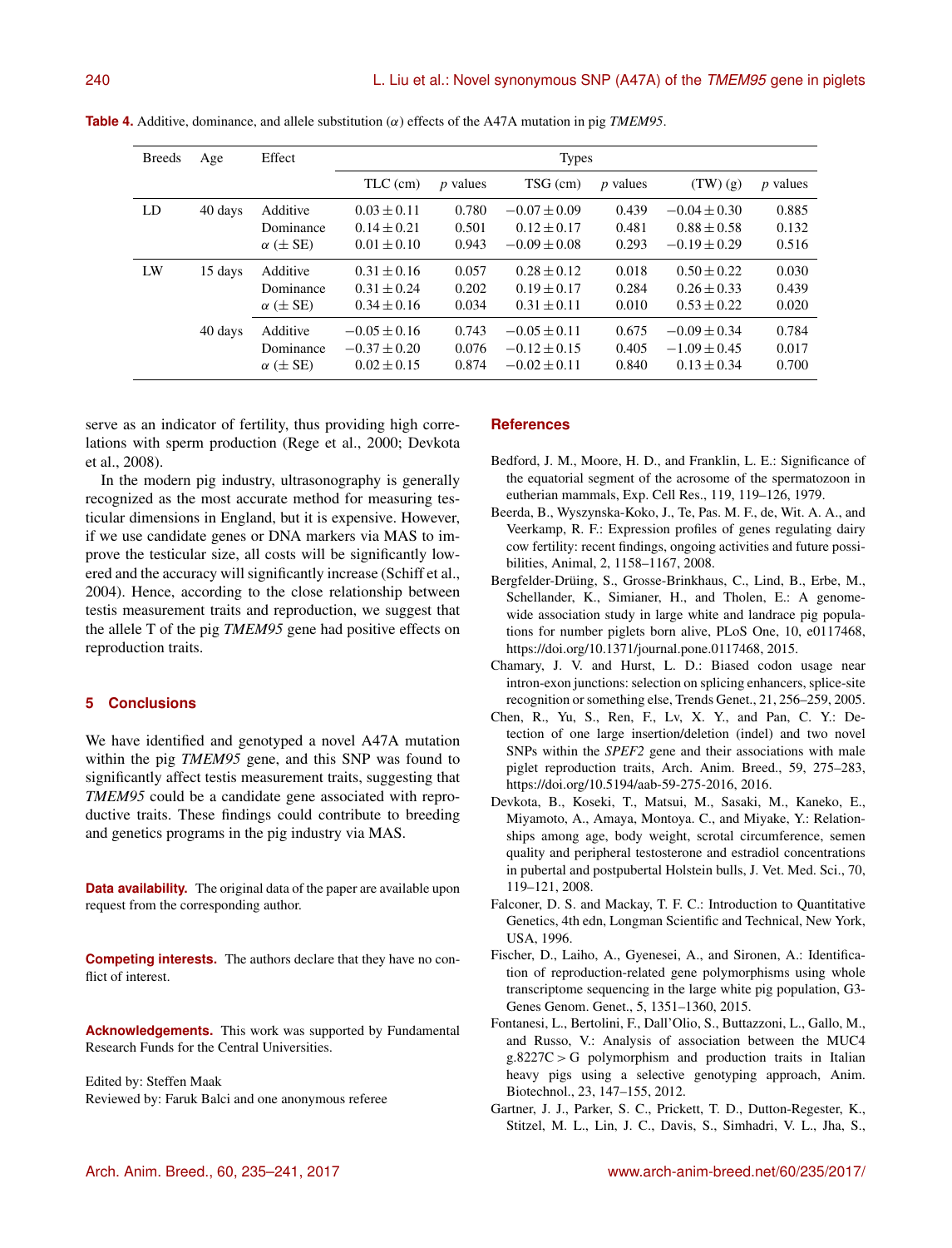**Table 4.** Additive, dominance, and allele substitution ($\alpha$) effects of the A47A mutation in pig *TMEM95*.

| Breeds | Age | Effect | Types | | | | | |
|---|---|---|---|---|---|---|---|---|
| | | | TLC (cm) | *p* values | TSG (cm) | *p* values | (TW) (g) | *p* values |
| LD | 40 days | Additive | $0.03 \pm 0.11$ | 0.780 | $-0.07 \pm 0.09$ | 0.439 | $-0.04 \pm 0.30$ | 0.885 |
| | | Dominance | $0.14 \pm 0.21$ | 0.501 | $0.12 \pm 0.17$ | 0.481 | $0.88 \pm 0.58$ | 0.132 |
| | | $\alpha$ ($\pm$ SE) | $0.01 \pm 0.10$ | 0.943 | $-0.09 \pm 0.08$ | 0.293 | $-0.19 \pm 0.29$ | 0.516 |
| LW | 15 days | Additive | $0.31 \pm 0.16$ | 0.057 | $0.28 \pm 0.12$ | 0.018 | $0.50 \pm 0.22$ | 0.030 |
| | | Dominance | $0.31 \pm 0.24$ | 0.202 | $0.19 \pm 0.17$ | 0.284 | $0.26 \pm 0.33$ | 0.439 |
| | | $\alpha$ ($\pm$ SE) | $0.34 \pm 0.16$ | 0.034 | $0.31 \pm 0.11$ | 0.010 | $0.53 \pm 0.22$ | 0.020 |
| | 40 days | Additive | $-0.05 \pm 0.16$ | 0.743 | $-0.05 \pm 0.11$ | 0.675 | $-0.09 \pm 0.34$ | 0.784 |
| | | Dominance | $-0.37 \pm 0.20$ | 0.076 | $-0.12 \pm 0.15$ | 0.405 | $-1.09 \pm 0.45$ | 0.017 |
| | | $\alpha$ ($\pm$ SE) | $0.02 \pm 0.15$ | 0.874 | $-0.02 \pm 0.11$ | 0.840 | $0.13 \pm 0.34$ | 0.700 |

serve as an indicator of fertility, thus providing high correlations with sperm production (Rege et al., 2000; Devkota et al., 2008).

In the modern pig industry, ultrasonography is generally recognized as the most accurate method for measuring testicular dimensions in England, but it is expensive. However, if we use candidate genes or DNA markers via MAS to improve the testicular size, all costs will be significantly lowered and the accuracy will significantly increase (Schiff et al., 2004). Hence, according to the close relationship between testis measurement traits and reproduction, we suggest that the allele T of the pig *TMEM95* gene had positive effects on reproduction traits.

## 5 Conclusions

We have identified and genotyped a novel A47A mutation within the pig *TMEM95* gene, and this SNP was found to significantly affect testis measurement traits, suggesting that *TMEM95* could be a candidate gene associated with reproductive traits. These findings could contribute to breeding and genetics programs in the pig industry via MAS.

**Data availability.** The original data of the paper are available upon request from the corresponding author.

**Competing interests.** The authors declare that they have no conflict of interest.

**Acknowledgements.** This work was supported by Fundamental Research Funds for the Central Universities.

Edited by: Steffen Maak
Reviewed by: Faruk Balci and one anonymous referee

## References

Bedford, J. M., Moore, H. D., and Franklin, L. E.: Significance of the equatorial segment of the acrosome of the spermatozoon in eutherian mammals, Exp. Cell Res., 119, 119–126, 1979.

Beerda, B., Wyszynska-Koko, J., Te, Pas. M. F., de, Wit. A. A., and Veerkamp, R. F.: Expression profiles of genes regulating dairy cow fertility: recent findings, ongoing activities and future possibilities, Animal, 2, 1158–1167, 2008.

Bergfelder-Drüing, S., Grosse-Brinkhaus, C., Lind, B., Erbe, M., Schellander, K., Simianer, H., and Tholen, E.: A genome-wide association study in large white and landrace pig populations for number piglets born alive, PLoS One, 10, e0117468, https://doi.org/10.1371/journal.pone.0117468, 2015.

Chamary, J. V. and Hurst, L. D.: Biased codon usage near intron-exon junctions: selection on splicing enhancers, splice-site recognition or something else, Trends Genet., 21, 256–259, 2005.

Chen, R., Yu, S., Ren, F., Lv, X. Y., and Pan, C. Y.: Detection of one large insertion/deletion (indel) and two novel SNPs within the *SPEF2* gene and their associations with male piglet reproduction traits, Arch. Anim. Breed., 59, 275–283, https://doi.org/10.5194/aab-59-275-2016, 2016.

Devkota, B., Koseki, T., Matsui, M., Sasaki, M., Kaneko, E., Miyamoto, A., Amaya, Montoya. C., and Miyake, Y.: Relationships among age, body weight, scrotal circumference, semen quality and peripheral testosterone and estradiol concentrations in pubertal and postpubertal Holstein bulls, J. Vet. Med. Sci., 70, 119–121, 2008.

Falconer, D. S. and Mackay, T. F. C.: Introduction to Quantitative Genetics, 4th edn, Longman Scientific and Technical, New York, USA, 1996.

Fischer, D., Laiho, A., Gyenesei, A., and Sironen, A.: Identification of reproduction-related gene polymorphisms using whole transcriptome sequencing in the large white pig population, G3-Genes Genom. Genet., 5, 1351–1360, 2015.

Fontanesi, L., Bertolini, F., Dall'Olio, S., Buttazzoni, L., Gallo, M., and Russo, V.: Analysis of association between the MUC4 g.8227C > G polymorphism and production traits in Italian heavy pigs using a selective genotyping approach, Anim. Biotechnol., 23, 147–155, 2012.

Gartner, J. J., Parker, S. C., Prickett, T. D., Dutton-Regester, K., Stitzel, M. L., Lin, J. C., Davis, S., Simhadri, V. L., Jha, S.,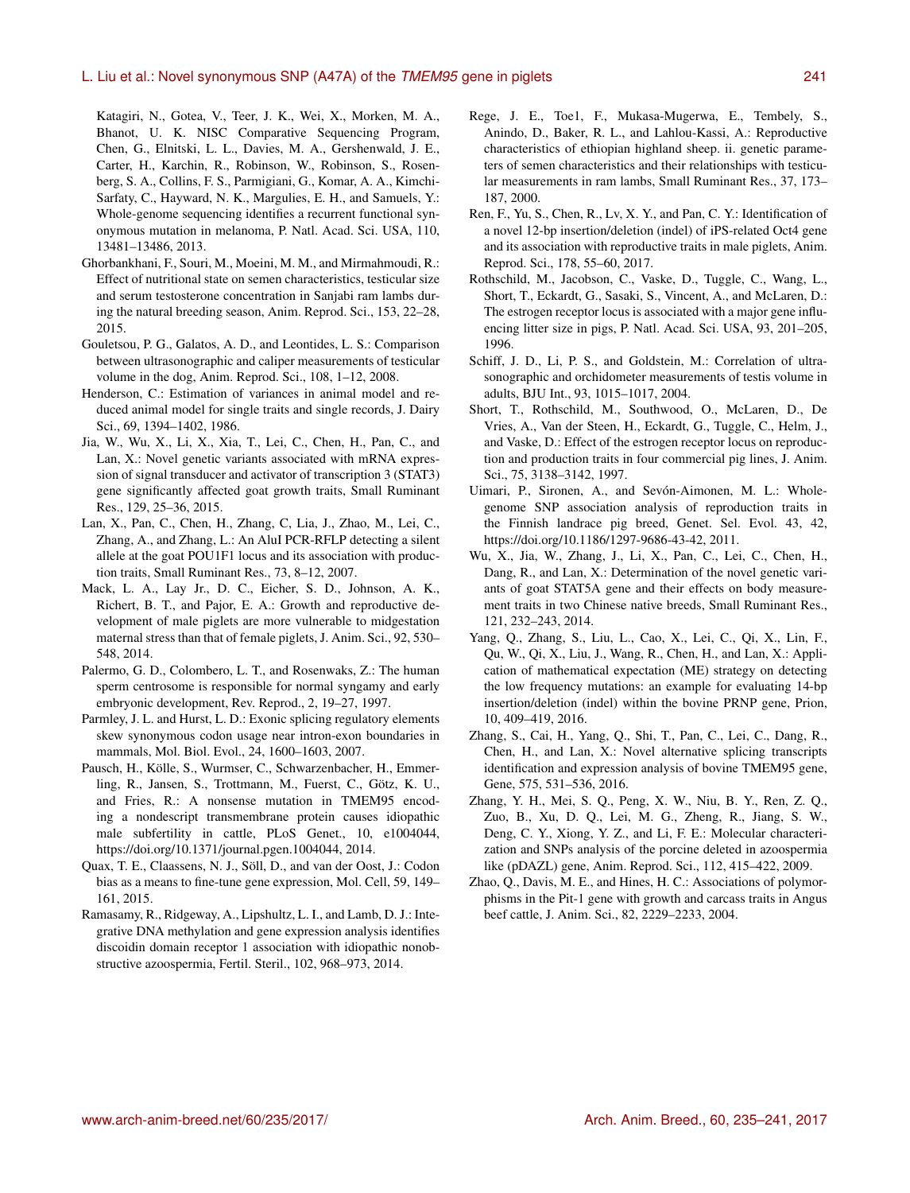Katagiri, N., Gotea, V., Teer, J. K., Wei, X., Morken, M. A., Bhanot, U. K. NISC Comparative Sequencing Program, Chen, G., Elnitski, L. L., Davies, M. A., Gershenwald, J. E., Carter, H., Karchin, R., Robinson, W., Robinson, S., Rosenberg, S. A., Collins, F. S., Parmigiani, G., Komar, A. A., Kimchi-Sarfaty, C., Hayward, N. K., Margulies, E. H., and Samuels, Y.: Whole-genome sequencing identifies a recurrent functional synonymous mutation in melanoma, P. Natl. Acad. Sci. USA, 110, 13481–13486, 2013.

Ghorbankhani, F., Souri, M., Moeini, M. M., and Mirmahmoudi, R.: Effect of nutritional state on semen characteristics, testicular size and serum testosterone concentration in Sanjabi ram lambs during the natural breeding season, Anim. Reprod. Sci., 153, 22–28, 2015.

Gouletsou, P. G., Galatos, A. D., and Leontides, L. S.: Comparison between ultrasonographic and caliper measurements of testicular volume in the dog, Anim. Reprod. Sci., 108, 1–12, 2008.

Henderson, C.: Estimation of variances in animal model and reduced animal model for single traits and single records, J. Dairy Sci., 69, 1394–1402, 1986.

Jia, W., Wu, X., Li, X., Xia, T., Lei, C., Chen, H., Pan, C., and Lan, X.: Novel genetic variants associated with mRNA expression of signal transducer and activator of transcription 3 (STAT3) gene significantly affected goat growth traits, Small Ruminant Res., 129, 25–36, 2015.

Lan, X., Pan, C., Chen, H., Zhang, C, Lia, J., Zhao, M., Lei, C., Zhang, A., and Zhang, L.: An AluI PCR-RFLP detecting a silent allele at the goat POU1F1 locus and its association with production traits, Small Ruminant Res., 73, 8–12, 2007.

Mack, L. A., Lay Jr., D. C., Eicher, S. D., Johnson, A. K., Richert, B. T., and Pajor, E. A.: Growth and reproductive development of male piglets are more vulnerable to midgestation maternal stress than that of female piglets, J. Anim. Sci., 92, 530–548, 2014.

Palermo, G. D., Colombero, L. T., and Rosenwaks, Z.: The human sperm centrosome is responsible for normal syngamy and early embryonic development, Rev. Reprod., 2, 19–27, 1997.

Parmley, J. L. and Hurst, L. D.: Exonic splicing regulatory elements skew synonymous codon usage near intron-exon boundaries in mammals, Mol. Biol. Evol., 24, 1600–1603, 2007.

Pausch, H., Kölle, S., Wurmser, C., Schwarzenbacher, H., Emmerling, R., Jansen, S., Trottmann, M., Fuerst, C., Götz, K. U., and Fries, R.: A nonsense mutation in TMEM95 encoding a nondescript transmembrane protein causes idiopathic male subfertility in cattle, PLoS Genet., 10, e1004044, https://doi.org/10.1371/journal.pgen.1004044, 2014.

Quax, T. E., Claassens, N. J., Söll, D., and van der Oost, J.: Codon bias as a means to fine-tune gene expression, Mol. Cell, 59, 149–161, 2015.

Ramasamy, R., Ridgeway, A., Lipshultz, L. I., and Lamb, D. J.: Integrative DNA methylation and gene expression analysis identifies discoidin domain receptor 1 association with idiopathic nonobstructive azoospermia, Fertil. Steril., 102, 968–973, 2014.

Rege, J. E., Toe1, F., Mukasa-Mugerwa, E., Tembely, S., Anindo, D., Baker, R. L., and Lahlou-Kassi, A.: Reproductive characteristics of ethiopian highland sheep. ii. genetic parameters of semen characteristics and their relationships with testicular measurements in ram lambs, Small Ruminant Res., 37, 173–187, 2000.

Ren, F., Yu, S., Chen, R., Lv, X. Y., and Pan, C. Y.: Identification of a novel 12-bp insertion/deletion (indel) of iPS-related Oct4 gene and its association with reproductive traits in male piglets, Anim. Reprod. Sci., 178, 55–60, 2017.

Rothschild, M., Jacobson, C., Vaske, D., Tuggle, C., Wang, L., Short, T., Eckardt, G., Sasaki, S., Vincent, A., and McLaren, D.: The estrogen receptor locus is associated with a major gene influencing litter size in pigs, P. Natl. Acad. Sci. USA, 93, 201–205, 1996.

Schiff, J. D., Li, P. S., and Goldstein, M.: Correlation of ultrasonographic and orchidometer measurements of testis volume in adults, BJU Int., 93, 1015–1017, 2004.

Short, T., Rothschild, M., Southwood, O., McLaren, D., De Vries, A., Van der Steen, H., Eckardt, G., Tuggle, C., Helm, J., and Vaske, D.: Effect of the estrogen receptor locus on reproduction and production traits in four commercial pig lines, J. Anim. Sci., 75, 3138–3142, 1997.

Uimari, P., Sironen, A., and Sevón-Aimonen, M. L.: Whole-genome SNP association analysis of reproduction traits in the Finnish landrace pig breed, Genet. Sel. Evol. 43, 42, https://doi.org/10.1186/1297-9686-43-42, 2011.

Wu, X., Jia, W., Zhang, J., Li, X., Pan, C., Lei, C., Chen, H., Dang, R., and Lan, X.: Determination of the novel genetic variants of goat STAT5A gene and their effects on body measurement traits in two Chinese native breeds, Small Ruminant Res., 121, 232–243, 2014.

Yang, Q., Zhang, S., Liu, L., Cao, X., Lei, C., Qi, X., Lin, F., Qu, W., Qi, X., Liu, J., Wang, R., Chen, H., and Lan, X.: Application of mathematical expectation (ME) strategy on detecting the low frequency mutations: an example for evaluating 14-bp insertion/deletion (indel) within the bovine PRNP gene, Prion, 10, 409–419, 2016.

Zhang, S., Cai, H., Yang, Q., Shi, T., Pan, C., Lei, C., Dang, R., Chen, H., and Lan, X.: Novel alternative splicing transcripts identification and expression analysis of bovine TMEM95 gene, Gene, 575, 531–536, 2016.

Zhang, Y. H., Mei, S. Q., Peng, X. W., Niu, B. Y., Ren, Z. Q., Zuo, B., Xu, D. Q., Lei, M. G., Zheng, R., Jiang, S. W., Deng, C. Y., Xiong, Y. Z., and Li, F. E.: Molecular characterization and SNPs analysis of the porcine deleted in azoospermia like (pDAZL) gene, Anim. Reprod. Sci., 112, 415–422, 2009.

Zhao, Q., Davis, M. E., and Hines, H. C.: Associations of polymorphisms in the Pit-1 gene with growth and carcass traits in Angus beef cattle, J. Anim. Sci., 82, 2229–2233, 2004.